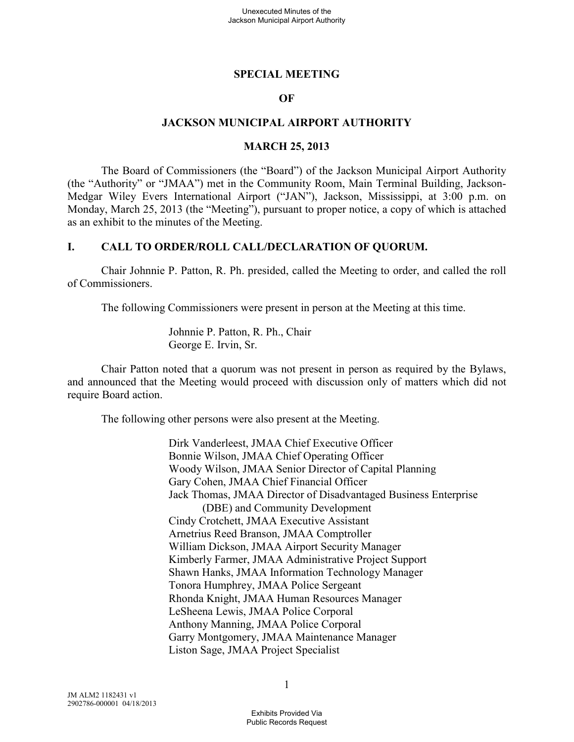# SPECIAL MEETING

# OF

# JACKSON MUNICIPAL AIRPORT AUTHORITY

# MARCH 25, 2013

The Board of Commissioners (the "Board") of the Jackson Municipal Airport Authority (the "Authority" or "JMAA") met in the Community Room, Main Terminal Building, Jackson-Medgar Wiley Evers International Airport ("JAN"), Jackson, Mississippi, at 3:00 p.m. on Monday, March 25, 2013 (the "Meeting"), pursuant to proper notice, a copy of which is attached as an exhibit to the minutes of the Meeting.

## I. CALL TO ORDER/ROLL CALL/DECLARATION OF QUORUM.

Chair Johnnie P. Patton, R. Ph. presided, called the Meeting to order, and called the roll of Commissioners.

The following Commissioners were present in person at the Meeting at this time.

Johnnie P. Patton, R. Ph., Chair
George E. Irvin, Sr.

Chair Patton noted that a quorum was not present in person as required by the Bylaws, and announced that the Meeting would proceed with discussion only of matters which did not require Board action.

The following other persons were also present at the Meeting.

Dirk Vanderleest, JMAA Chief Executive Officer
Bonnie Wilson, JMAA Chief Operating Officer
Woody Wilson, JMAA Senior Director of Capital Planning
Gary Cohen, JMAA Chief Financial Officer
Jack Thomas, JMAA Director of Disadvantaged Business Enterprise (DBE) and Community Development
Cindy Crotchett, JMAA Executive Assistant
Arnetrius Reed Branson, JMAA Comptroller
William Dickson, JMAA Airport Security Manager
Kimberly Farmer, JMAA Administrative Project Support
Shawn Hanks, JMAA Information Technology Manager
Tonora Humphrey, JMAA Police Sergeant
Rhonda Knight, JMAA Human Resources Manager
LeSheena Lewis, JMAA Police Corporal
Anthony Manning, JMAA Police Corporal
Garry Montgomery, JMAA Maintenance Manager
Liston Sage, JMAA Project Specialist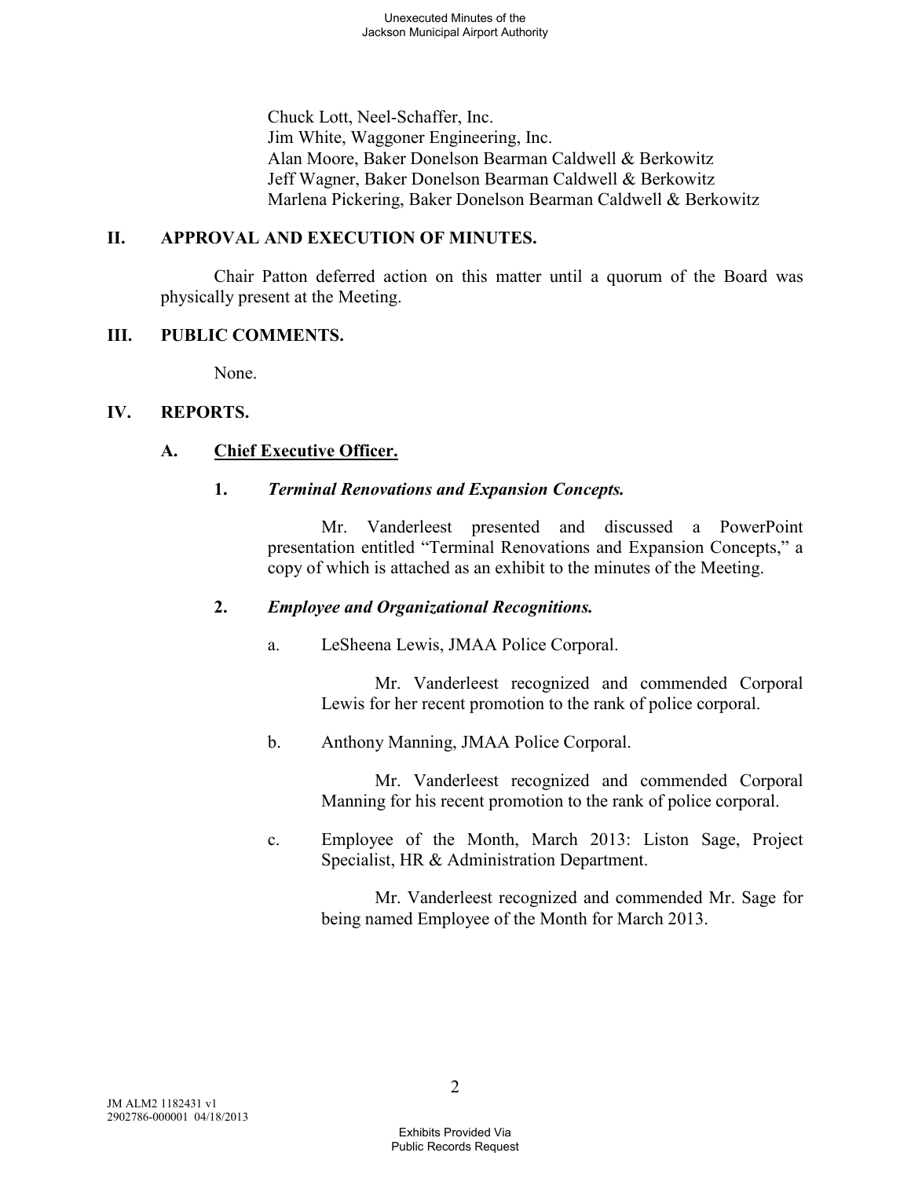Chuck Lott, Neel-Schaffer, Inc.
Jim White, Waggoner Engineering, Inc.
Alan Moore, Baker Donelson Bearman Caldwell & Berkowitz
Jeff Wagner, Baker Donelson Bearman Caldwell & Berkowitz
Marlena Pickering, Baker Donelson Bearman Caldwell & Berkowitz

## II. APPROVAL AND EXECUTION OF MINUTES.

Chair Patton deferred action on this matter until a quorum of the Board was physically present at the Meeting.

## III. PUBLIC COMMENTS.

None.

## IV. REPORTS.

### A. Chief Executive Officer.

#### 1. *Terminal Renovations and Expansion Concepts.*

Mr. Vanderleest presented and discussed a PowerPoint presentation entitled "Terminal Renovations and Expansion Concepts," a copy of which is attached as an exhibit to the minutes of the Meeting.

#### 2. *Employee and Organizational Recognitions.*

a. LeSheena Lewis, JMAA Police Corporal.

Mr. Vanderleest recognized and commended Corporal Lewis for her recent promotion to the rank of police corporal.

b. Anthony Manning, JMAA Police Corporal.

Mr. Vanderleest recognized and commended Corporal Manning for his recent promotion to the rank of police corporal.

c. Employee of the Month, March 2013: Liston Sage, Project Specialist, HR & Administration Department.

Mr. Vanderleest recognized and commended Mr. Sage for being named Employee of the Month for March 2013.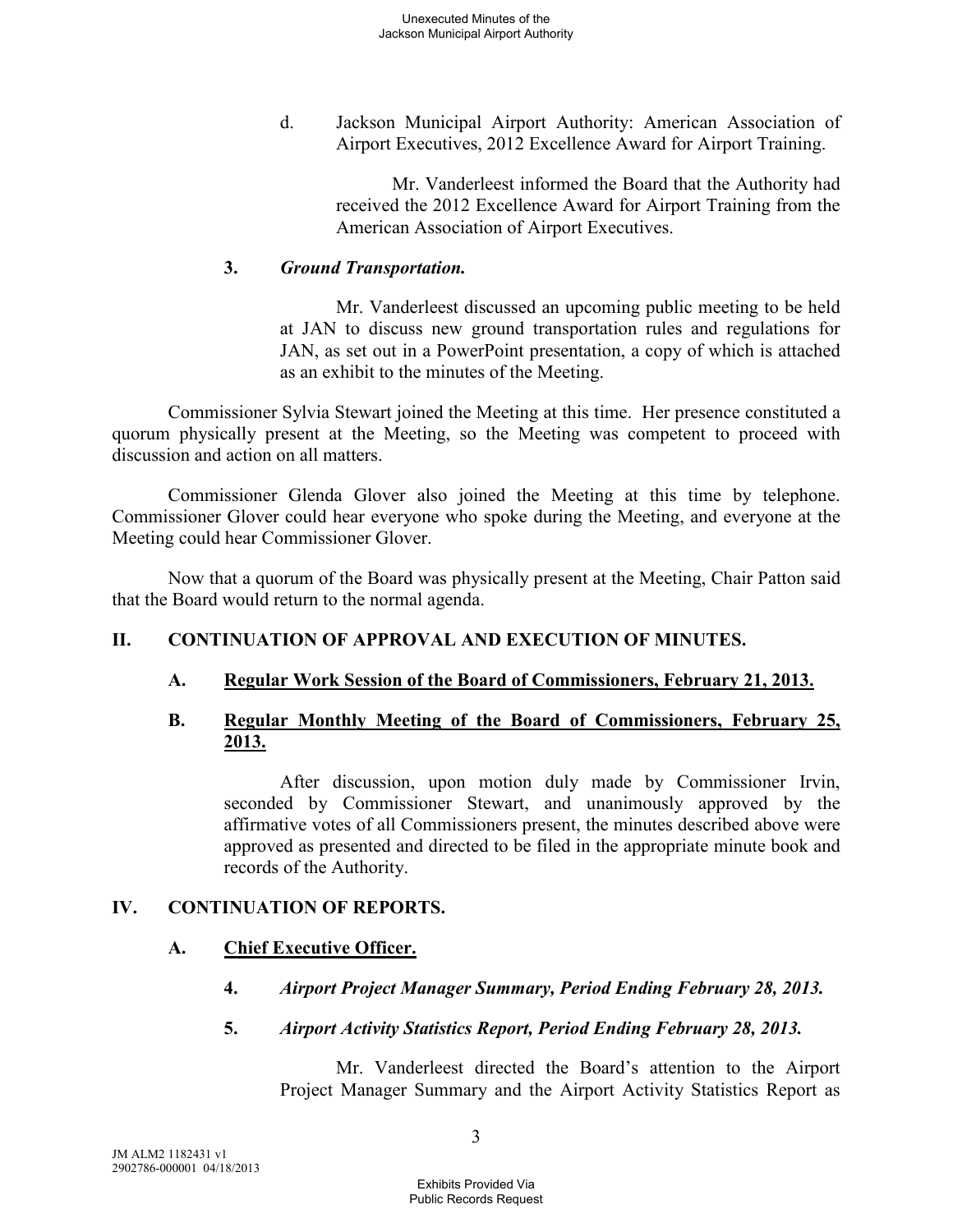d. Jackson Municipal Airport Authority: American Association of Airport Executives, 2012 Excellence Award for Airport Training.

Mr. Vanderleest informed the Board that the Authority had received the 2012 Excellence Award for Airport Training from the American Association of Airport Executives.

**3. *Ground Transportation.***

Mr. Vanderleest discussed an upcoming public meeting to be held at JAN to discuss new ground transportation rules and regulations for JAN, as set out in a PowerPoint presentation, a copy of which is attached as an exhibit to the minutes of the Meeting.

Commissioner Sylvia Stewart joined the Meeting at this time. Her presence constituted a quorum physically present at the Meeting, so the Meeting was competent to proceed with discussion and action on all matters.

Commissioner Glenda Glover also joined the Meeting at this time by telephone. Commissioner Glover could hear everyone who spoke during the Meeting, and everyone at the Meeting could hear Commissioner Glover.

Now that a quorum of the Board was physically present at the Meeting, Chair Patton said that the Board would return to the normal agenda.

## II. CONTINUATION OF APPROVAL AND EXECUTION OF MINUTES.

### A. Regular Work Session of the Board of Commissioners, February 21, 2013.

### B. Regular Monthly Meeting of the Board of Commissioners, February 25, 2013.

After discussion, upon motion duly made by Commissioner Irvin, seconded by Commissioner Stewart, and unanimously approved by the affirmative votes of all Commissioners present, the minutes described above were approved as presented and directed to be filed in the appropriate minute book and records of the Authority.

## IV. CONTINUATION OF REPORTS.

### A. Chief Executive Officer.

**4. *Airport Project Manager Summary, Period Ending February 28, 2013.***

**5. *Airport Activity Statistics Report, Period Ending February 28, 2013.***

Mr. Vanderleest directed the Board's attention to the Airport Project Manager Summary and the Airport Activity Statistics Report as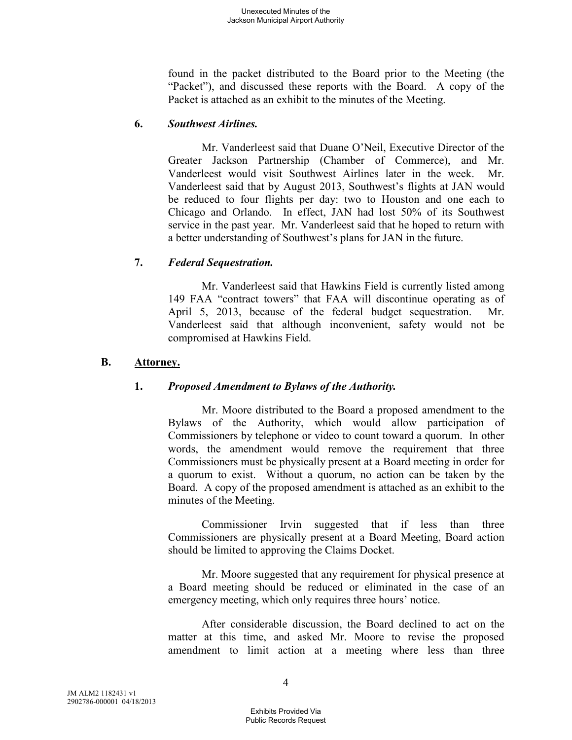found in the packet distributed to the Board prior to the Meeting (the "Packet"), and discussed these reports with the Board. A copy of the Packet is attached as an exhibit to the minutes of the Meeting.

**6. *Southwest Airlines.***

Mr. Vanderleest said that Duane O'Neil, Executive Director of the Greater Jackson Partnership (Chamber of Commerce), and Mr. Vanderleest would visit Southwest Airlines later in the week. Mr. Vanderleest said that by August 2013, Southwest's flights at JAN would be reduced to four flights per day: two to Houston and one each to Chicago and Orlando. In effect, JAN had lost 50% of its Southwest service in the past year. Mr. Vanderleest said that he hoped to return with a better understanding of Southwest's plans for JAN in the future.

**7. *Federal Sequestration.***

Mr. Vanderleest said that Hawkins Field is currently listed among 149 FAA "contract towers" that FAA will discontinue operating as of April 5, 2013, because of the federal budget sequestration. Mr. Vanderleest said that although inconvenient, safety would not be compromised at Hawkins Field.

**B. <u>Attorney.</u>**

**1. *Proposed Amendment to Bylaws of the Authority.***

Mr. Moore distributed to the Board a proposed amendment to the Bylaws of the Authority, which would allow participation of Commissioners by telephone or video to count toward a quorum. In other words, the amendment would remove the requirement that three Commissioners must be physically present at a Board meeting in order for a quorum to exist. Without a quorum, no action can be taken by the Board. A copy of the proposed amendment is attached as an exhibit to the minutes of the Meeting.

Commissioner Irvin suggested that if less than three Commissioners are physically present at a Board Meeting, Board action should be limited to approving the Claims Docket.

Mr. Moore suggested that any requirement for physical presence at a Board meeting should be reduced or eliminated in the case of an emergency meeting, which only requires three hours' notice.

After considerable discussion, the Board declined to act on the matter at this time, and asked Mr. Moore to revise the proposed amendment to limit action at a meeting where less than three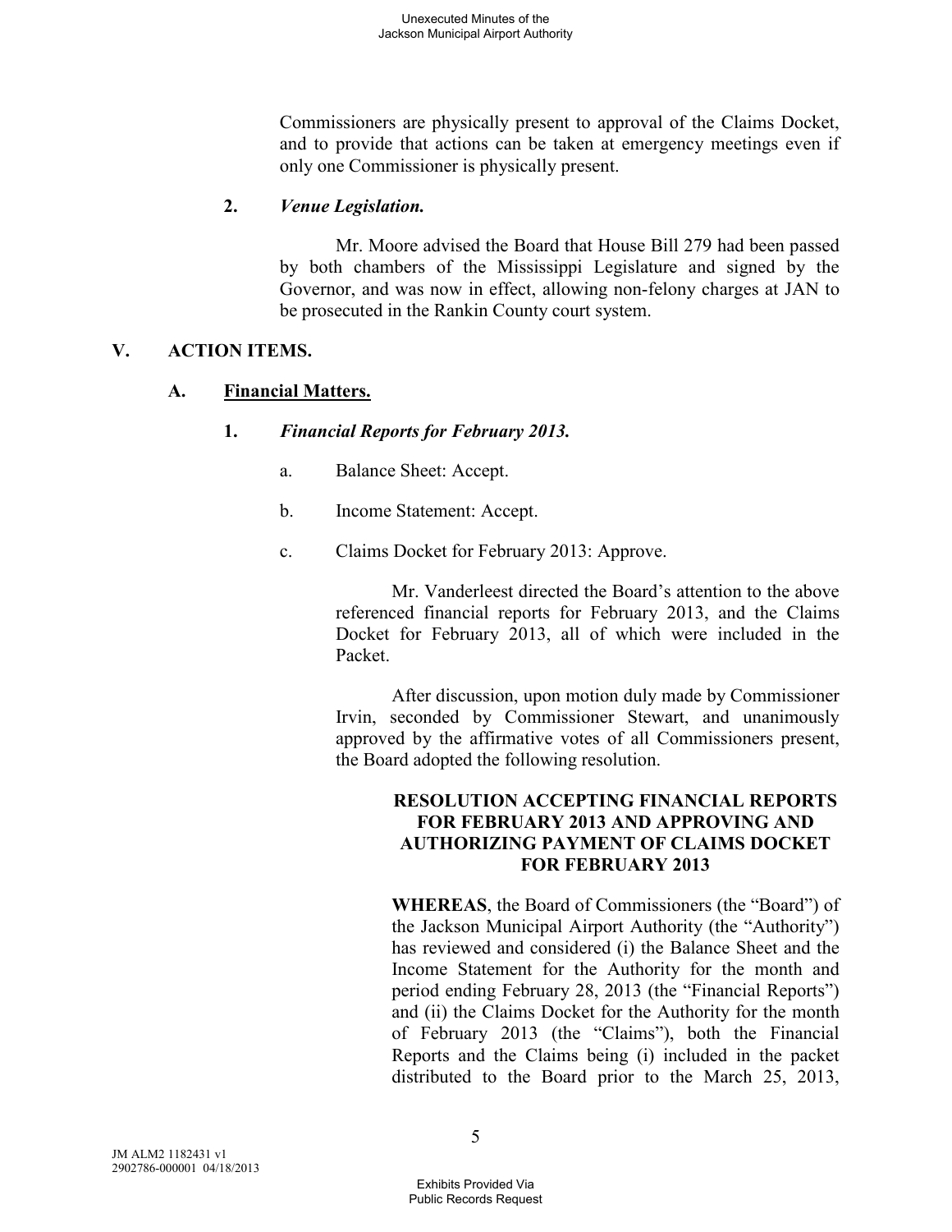Commissioners are physically present to approval of the Claims Docket, and to provide that actions can be taken at emergency meetings even if only one Commissioner is physically present.

**2. *Venue Legislation.***

Mr. Moore advised the Board that House Bill 279 had been passed by both chambers of the Mississippi Legislature and signed by the Governor, and was now in effect, allowing non-felony charges at JAN to be prosecuted in the Rankin County court system.

## V. ACTION ITEMS.

### A. Financial Matters.

**1. *Financial Reports for February 2013.***

a. Balance Sheet: Accept.

b. Income Statement: Accept.

c. Claims Docket for February 2013: Approve.

Mr. Vanderleest directed the Board's attention to the above referenced financial reports for February 2013, and the Claims Docket for February 2013, all of which were included in the Packet.

After discussion, upon motion duly made by Commissioner Irvin, seconded by Commissioner Stewart, and unanimously approved by the affirmative votes of all Commissioners present, the Board adopted the following resolution.

**RESOLUTION ACCEPTING FINANCIAL REPORTS FOR FEBRUARY 2013 AND APPROVING AND AUTHORIZING PAYMENT OF CLAIMS DOCKET FOR FEBRUARY 2013**

**WHEREAS**, the Board of Commissioners (the "Board") of the Jackson Municipal Airport Authority (the "Authority") has reviewed and considered (i) the Balance Sheet and the Income Statement for the Authority for the month and period ending February 28, 2013 (the "Financial Reports") and (ii) the Claims Docket for the Authority for the month of February 2013 (the "Claims"), both the Financial Reports and the Claims being (i) included in the packet distributed to the Board prior to the March 25, 2013,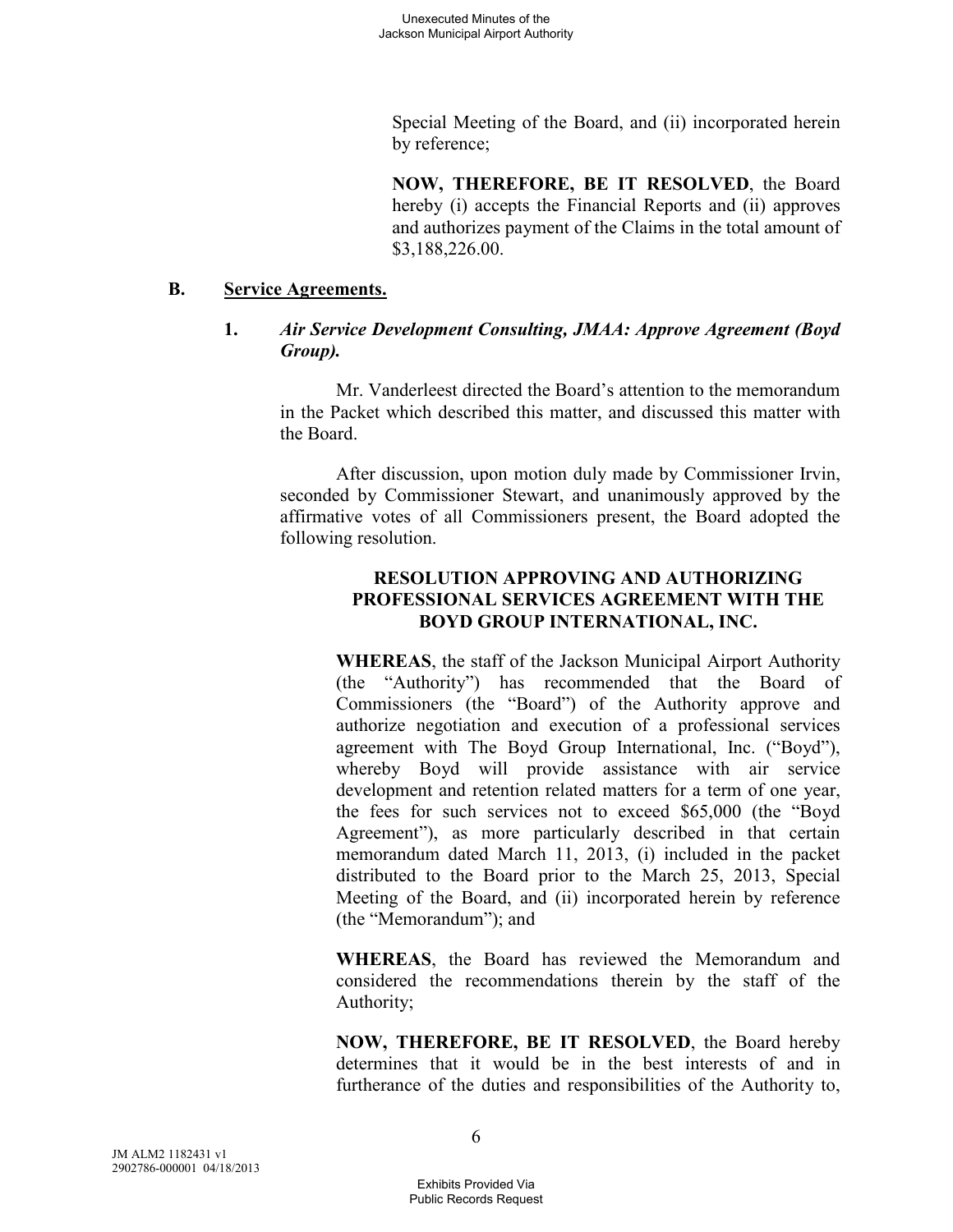Special Meeting of the Board, and (ii) incorporated herein by reference;

**NOW, THEREFORE, BE IT RESOLVED**, the Board hereby (i) accepts the Financial Reports and (ii) approves and authorizes payment of the Claims in the total amount of $3,188,226.00.

## B. Service Agreements.

### 1. *Air Service Development Consulting, JMAA: Approve Agreement (Boyd Group).*

Mr. Vanderleest directed the Board's attention to the memorandum in the Packet which described this matter, and discussed this matter with the Board.

After discussion, upon motion duly made by Commissioner Irvin, seconded by Commissioner Stewart, and unanimously approved by the affirmative votes of all Commissioners present, the Board adopted the following resolution.

**RESOLUTION APPROVING AND AUTHORIZING PROFESSIONAL SERVICES AGREEMENT WITH THE BOYD GROUP INTERNATIONAL, INC.**

**WHEREAS**, the staff of the Jackson Municipal Airport Authority (the "Authority") has recommended that the Board of Commissioners (the "Board") of the Authority approve and authorize negotiation and execution of a professional services agreement with The Boyd Group International, Inc. ("Boyd"), whereby Boyd will provide assistance with air service development and retention related matters for a term of one year, the fees for such services not to exceed $65,000 (the "Boyd Agreement"), as more particularly described in that certain memorandum dated March 11, 2013, (i) included in the packet distributed to the Board prior to the March 25, 2013, Special Meeting of the Board, and (ii) incorporated herein by reference (the "Memorandum"); and

**WHEREAS**, the Board has reviewed the Memorandum and considered the recommendations therein by the staff of the Authority;

**NOW, THEREFORE, BE IT RESOLVED**, the Board hereby determines that it would be in the best interests of and in furtherance of the duties and responsibilities of the Authority to,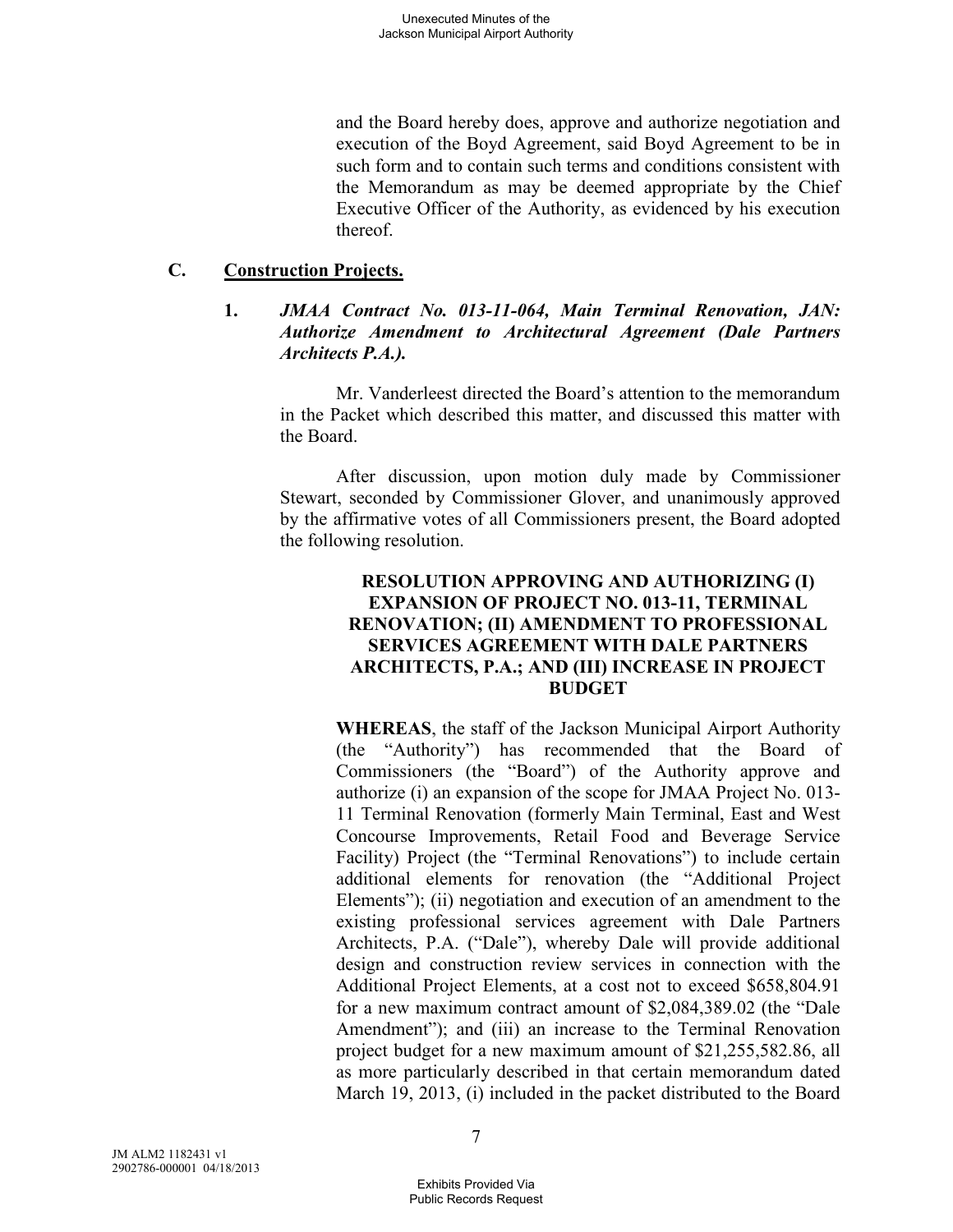and the Board hereby does, approve and authorize negotiation and execution of the Boyd Agreement, said Boyd Agreement to be in such form and to contain such terms and conditions consistent with the Memorandum as may be deemed appropriate by the Chief Executive Officer of the Authority, as evidenced by his execution thereof.

## C. Construction Projects.

### 1. *JMAA Contract No. 013-11-064, Main Terminal Renovation, JAN: Authorize Amendment to Architectural Agreement (Dale Partners Architects P.A.).*

Mr. Vanderleest directed the Board's attention to the memorandum in the Packet which described this matter, and discussed this matter with the Board.

After discussion, upon motion duly made by Commissioner Stewart, seconded by Commissioner Glover, and unanimously approved by the affirmative votes of all Commissioners present, the Board adopted the following resolution.

**RESOLUTION APPROVING AND AUTHORIZING (I) EXPANSION OF PROJECT NO. 013-11, TERMINAL RENOVATION; (II) AMENDMENT TO PROFESSIONAL SERVICES AGREEMENT WITH DALE PARTNERS ARCHITECTS, P.A.; AND (III) INCREASE IN PROJECT BUDGET**

**WHEREAS**, the staff of the Jackson Municipal Airport Authority (the "Authority") has recommended that the Board of Commissioners (the "Board") of the Authority approve and authorize (i) an expansion of the scope for JMAA Project No. 013-11 Terminal Renovation (formerly Main Terminal, East and West Concourse Improvements, Retail Food and Beverage Service Facility) Project (the "Terminal Renovations") to include certain additional elements for renovation (the "Additional Project Elements"); (ii) negotiation and execution of an amendment to the existing professional services agreement with Dale Partners Architects, P.A. ("Dale"), whereby Dale will provide additional design and construction review services in connection with the Additional Project Elements, at a cost not to exceed $658,804.91 for a new maximum contract amount of $2,084,389.02 (the "Dale Amendment"); and (iii) an increase to the Terminal Renovation project budget for a new maximum amount of $21,255,582.86, all as more particularly described in that certain memorandum dated March 19, 2013, (i) included in the packet distributed to the Board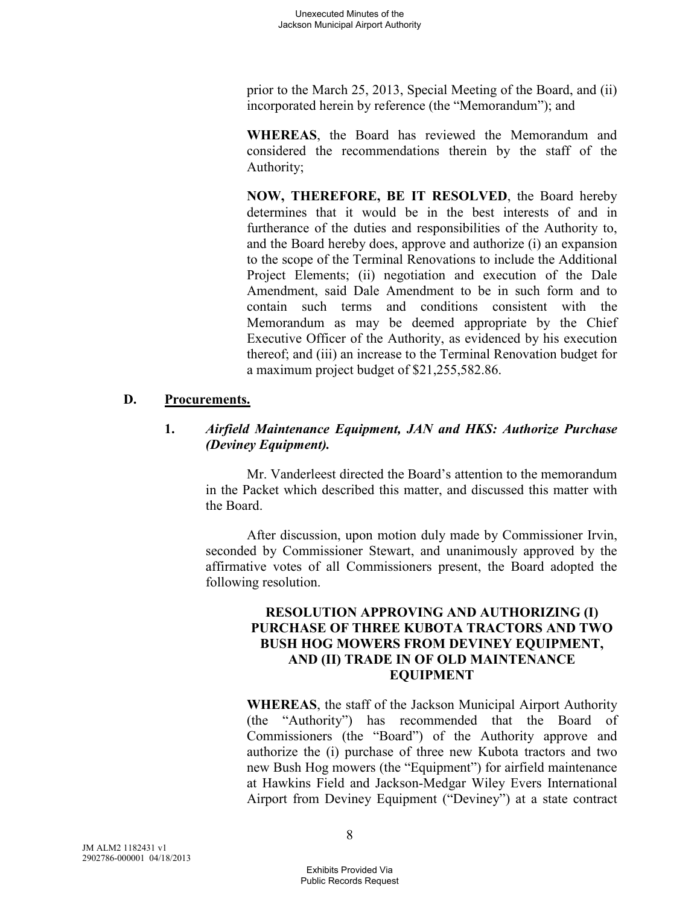prior to the March 25, 2013, Special Meeting of the Board, and (ii) incorporated herein by reference (the "Memorandum"); and

**WHEREAS**, the Board has reviewed the Memorandum and considered the recommendations therein by the staff of the Authority;

**NOW, THEREFORE, BE IT RESOLVED**, the Board hereby determines that it would be in the best interests of and in furtherance of the duties and responsibilities of the Authority to, and the Board hereby does, approve and authorize (i) an expansion to the scope of the Terminal Renovations to include the Additional Project Elements; (ii) negotiation and execution of the Dale Amendment, said Dale Amendment to be in such form and to contain such terms and conditions consistent with the Memorandum as may be deemed appropriate by the Chief Executive Officer of the Authority, as evidenced by his execution thereof; and (iii) an increase to the Terminal Renovation budget for a maximum project budget of $21,255,582.86.

## D. <u>Procurements.</u>

### 1. *Airfield Maintenance Equipment, JAN and HKS: Authorize Purchase (Deviney Equipment).*

Mr. Vanderleest directed the Board's attention to the memorandum in the Packet which described this matter, and discussed this matter with the Board.

After discussion, upon motion duly made by Commissioner Irvin, seconded by Commissioner Stewart, and unanimously approved by the affirmative votes of all Commissioners present, the Board adopted the following resolution.

**RESOLUTION APPROVING AND AUTHORIZING (I) PURCHASE OF THREE KUBOTA TRACTORS AND TWO BUSH HOG MOWERS FROM DEVINEY EQUIPMENT, AND (II) TRADE IN OF OLD MAINTENANCE EQUIPMENT**

**WHEREAS**, the staff of the Jackson Municipal Airport Authority (the "Authority") has recommended that the Board of Commissioners (the "Board") of the Authority approve and authorize the (i) purchase of three new Kubota tractors and two new Bush Hog mowers (the "Equipment") for airfield maintenance at Hawkins Field and Jackson-Medgar Wiley Evers International Airport from Deviney Equipment ("Deviney") at a state contract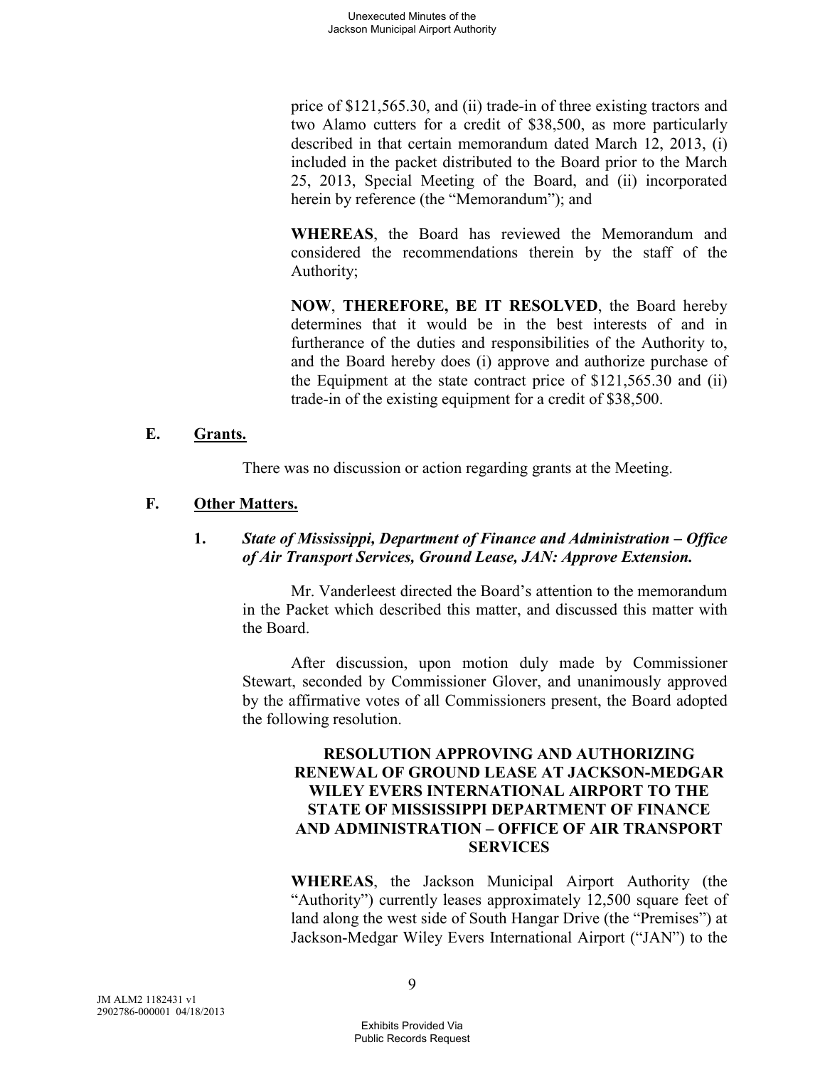price of $121,565.30, and (ii) trade-in of three existing tractors and two Alamo cutters for a credit of $38,500, as more particularly described in that certain memorandum dated March 12, 2013, (i) included in the packet distributed to the Board prior to the March 25, 2013, Special Meeting of the Board, and (ii) incorporated herein by reference (the "Memorandum"); and

**WHEREAS**, the Board has reviewed the Memorandum and considered the recommendations therein by the staff of the Authority;

**NOW**, **THEREFORE, BE IT RESOLVED**, the Board hereby determines that it would be in the best interests of and in furtherance of the duties and responsibilities of the Authority to, and the Board hereby does (i) approve and authorize purchase of the Equipment at the state contract price of $121,565.30 and (ii) trade-in of the existing equipment for a credit of $38,500.

## E. Grants.

There was no discussion or action regarding grants at the Meeting.

## F. Other Matters.

### 1. *State of Mississippi, Department of Finance and Administration – Office of Air Transport Services, Ground Lease, JAN: Approve Extension.*

Mr. Vanderleest directed the Board's attention to the memorandum in the Packet which described this matter, and discussed this matter with the Board.

After discussion, upon motion duly made by Commissioner Stewart, seconded by Commissioner Glover, and unanimously approved by the affirmative votes of all Commissioners present, the Board adopted the following resolution.

**RESOLUTION APPROVING AND AUTHORIZING RENEWAL OF GROUND LEASE AT JACKSON-MEDGAR WILEY EVERS INTERNATIONAL AIRPORT TO THE STATE OF MISSISSIPPI DEPARTMENT OF FINANCE AND ADMINISTRATION – OFFICE OF AIR TRANSPORT SERVICES**

**WHEREAS**, the Jackson Municipal Airport Authority (the "Authority") currently leases approximately 12,500 square feet of land along the west side of South Hangar Drive (the "Premises") at Jackson-Medgar Wiley Evers International Airport ("JAN") to the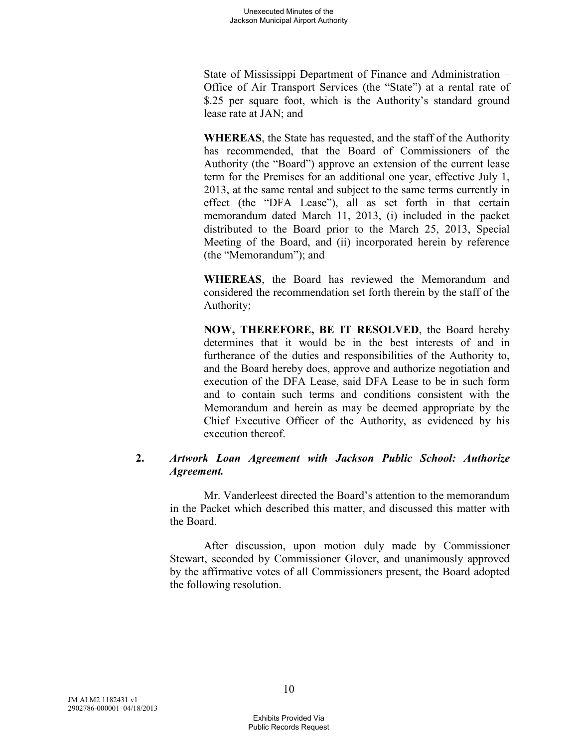State of Mississippi Department of Finance and Administration – Office of Air Transport Services (the "State") at a rental rate of $.25 per square foot, which is the Authority's standard ground lease rate at JAN; and

**WHEREAS**, the State has requested, and the staff of the Authority has recommended, that the Board of Commissioners of the Authority (the "Board") approve an extension of the current lease term for the Premises for an additional one year, effective July 1, 2013, at the same rental and subject to the same terms currently in effect (the "DFA Lease"), all as set forth in that certain memorandum dated March 11, 2013, (i) included in the packet distributed to the Board prior to the March 25, 2013, Special Meeting of the Board, and (ii) incorporated herein by reference (the "Memorandum"); and

**WHEREAS**, the Board has reviewed the Memorandum and considered the recommendation set forth therein by the staff of the Authority;

**NOW, THEREFORE, BE IT RESOLVED**, the Board hereby determines that it would be in the best interests of and in furtherance of the duties and responsibilities of the Authority to, and the Board hereby does, approve and authorize negotiation and execution of the DFA Lease, said DFA Lease to be in such form and to contain such terms and conditions consistent with the Memorandum and herein as may be deemed appropriate by the Chief Executive Officer of the Authority, as evidenced by his execution thereof.

**2.** ***Artwork Loan Agreement with Jackson Public School: Authorize Agreement.***

Mr. Vanderleest directed the Board's attention to the memorandum in the Packet which described this matter, and discussed this matter with the Board.

After discussion, upon motion duly made by Commissioner Stewart, seconded by Commissioner Glover, and unanimously approved by the affirmative votes of all Commissioners present, the Board adopted the following resolution.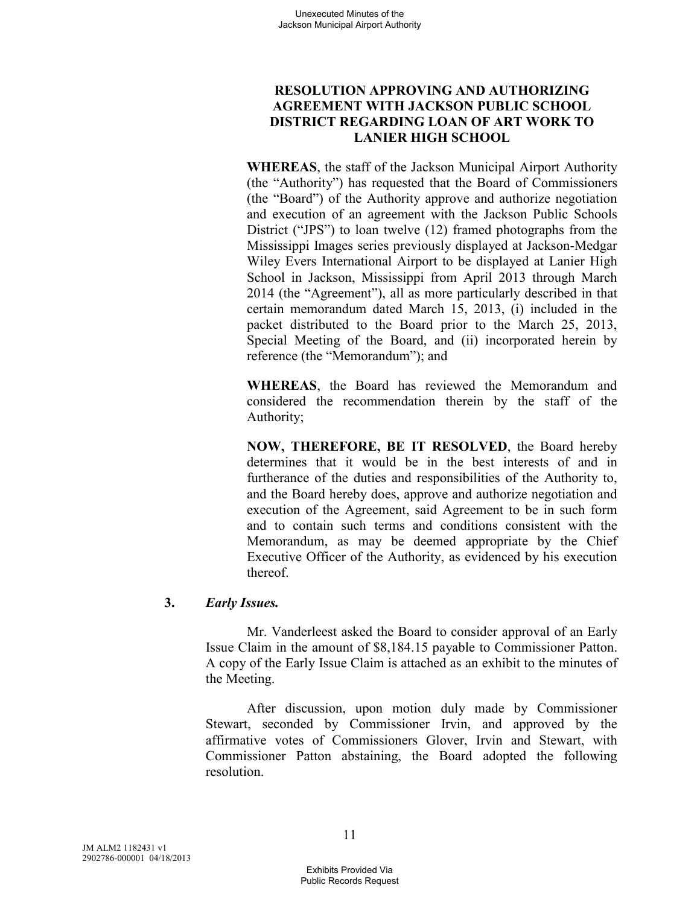**RESOLUTION APPROVING AND AUTHORIZING AGREEMENT WITH JACKSON PUBLIC SCHOOL DISTRICT REGARDING LOAN OF ART WORK TO LANIER HIGH SCHOOL**

**WHEREAS**, the staff of the Jackson Municipal Airport Authority (the "Authority") has requested that the Board of Commissioners (the "Board") of the Authority approve and authorize negotiation and execution of an agreement with the Jackson Public Schools District ("JPS") to loan twelve (12) framed photographs from the Mississippi Images series previously displayed at Jackson-Medgar Wiley Evers International Airport to be displayed at Lanier High School in Jackson, Mississippi from April 2013 through March 2014 (the "Agreement"), all as more particularly described in that certain memorandum dated March 15, 2013, (i) included in the packet distributed to the Board prior to the March 25, 2013, Special Meeting of the Board, and (ii) incorporated herein by reference (the "Memorandum"); and

**WHEREAS**, the Board has reviewed the Memorandum and considered the recommendation therein by the staff of the Authority;

**NOW, THEREFORE, BE IT RESOLVED**, the Board hereby determines that it would be in the best interests of and in furtherance of the duties and responsibilities of the Authority to, and the Board hereby does, approve and authorize negotiation and execution of the Agreement, said Agreement to be in such form and to contain such terms and conditions consistent with the Memorandum, as may be deemed appropriate by the Chief Executive Officer of the Authority, as evidenced by his execution thereof.

**3.** ***Early Issues.***

Mr. Vanderleest asked the Board to consider approval of an Early Issue Claim in the amount of $8,184.15 payable to Commissioner Patton. A copy of the Early Issue Claim is attached as an exhibit to the minutes of the Meeting.

After discussion, upon motion duly made by Commissioner Stewart, seconded by Commissioner Irvin, and approved by the affirmative votes of Commissioners Glover, Irvin and Stewart, with Commissioner Patton abstaining, the Board adopted the following resolution.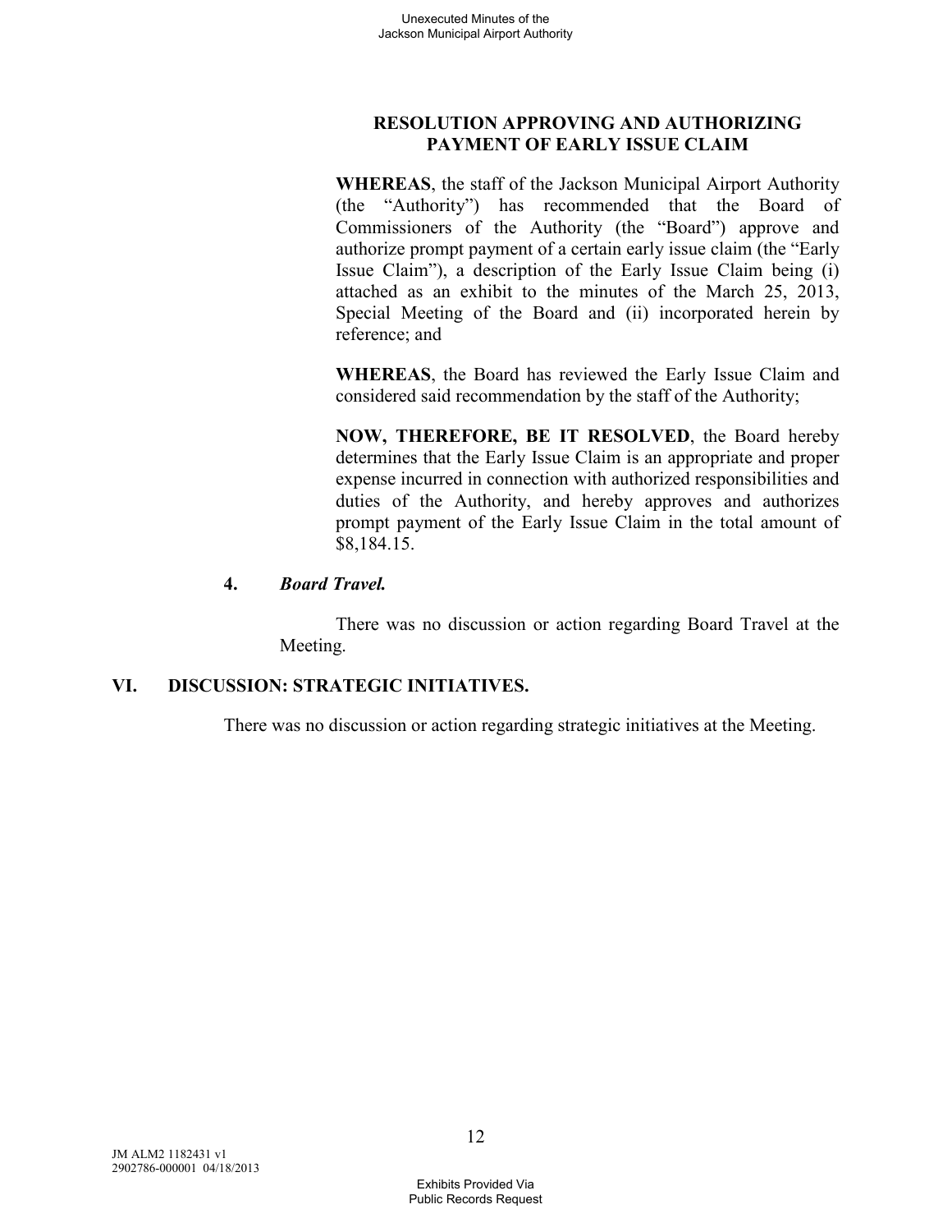**RESOLUTION APPROVING AND AUTHORIZING PAYMENT OF EARLY ISSUE CLAIM**

**WHEREAS**, the staff of the Jackson Municipal Airport Authority (the "Authority") has recommended that the Board of Commissioners of the Authority (the "Board") approve and authorize prompt payment of a certain early issue claim (the "Early Issue Claim"), a description of the Early Issue Claim being (i) attached as an exhibit to the minutes of the March 25, 2013, Special Meeting of the Board and (ii) incorporated herein by reference; and

**WHEREAS**, the Board has reviewed the Early Issue Claim and considered said recommendation by the staff of the Authority;

**NOW, THEREFORE, BE IT RESOLVED**, the Board hereby determines that the Early Issue Claim is an appropriate and proper expense incurred in connection with authorized responsibilities and duties of the Authority, and hereby approves and authorizes prompt payment of the Early Issue Claim in the total amount of $8,184.15.

**4.** ***Board Travel.***

There was no discussion or action regarding Board Travel at the Meeting.

## VI. DISCUSSION: STRATEGIC INITIATIVES.

There was no discussion or action regarding strategic initiatives at the Meeting.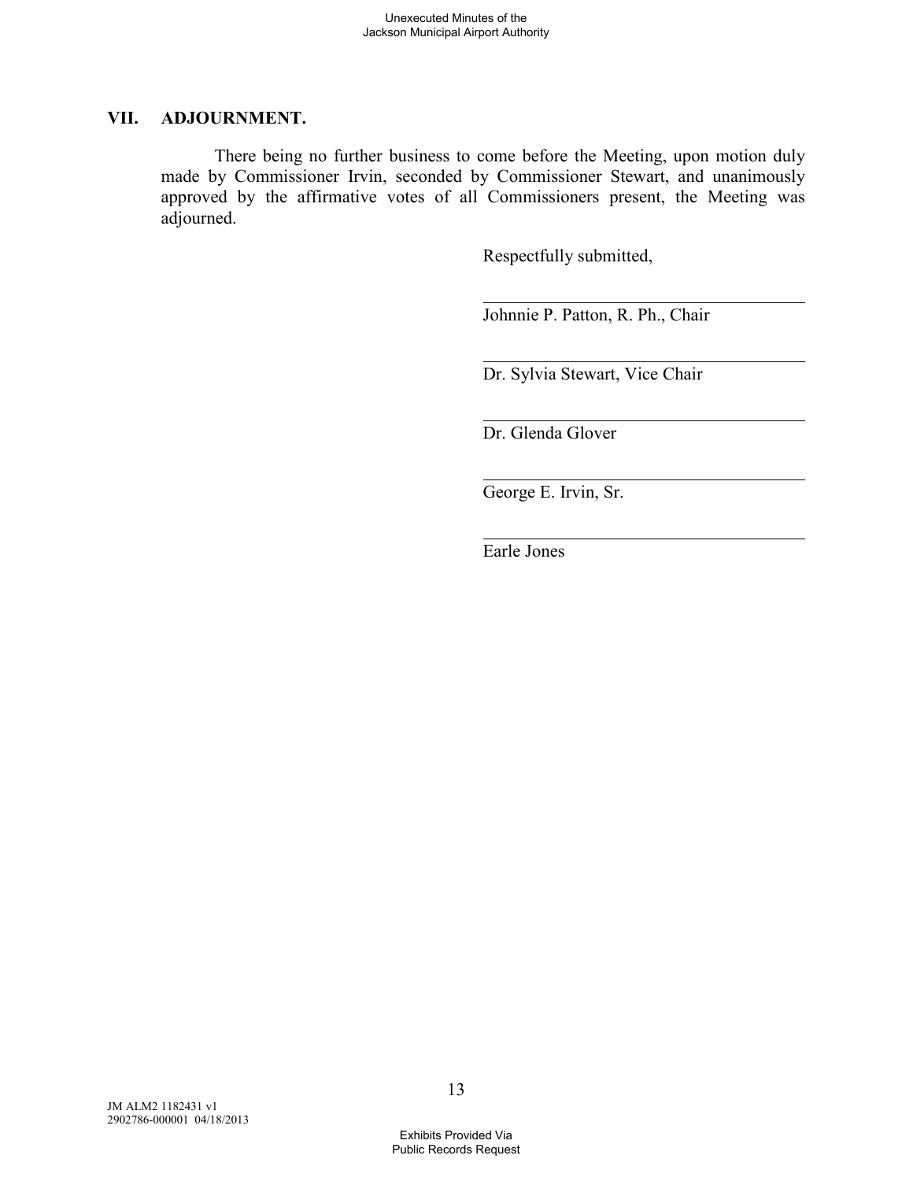## VII. ADJOURNMENT.

There being no further business to come before the Meeting, upon motion duly made by Commissioner Irvin, seconded by Commissioner Stewart, and unanimously approved by the affirmative votes of all Commissioners present, the Meeting was adjourned.

Respectfully submitted,

\_\_\_\_\_\_\_\_\_\_\_\_\_\_\_\_\_\_\_\_\_\_\_\_\_\_\_\_\_\_\_\_\_\_\_\_
Johnnie P. Patton, R. Ph., Chair

\_\_\_\_\_\_\_\_\_\_\_\_\_\_\_\_\_\_\_\_\_\_\_\_\_\_\_\_\_\_\_\_\_\_\_\_
Dr. Sylvia Stewart, Vice Chair

\_\_\_\_\_\_\_\_\_\_\_\_\_\_\_\_\_\_\_\_\_\_\_\_\_\_\_\_\_\_\_\_\_\_\_\_
Dr. Glenda Glover

\_\_\_\_\_\_\_\_\_\_\_\_\_\_\_\_\_\_\_\_\_\_\_\_\_\_\_\_\_\_\_\_\_\_\_\_
George E. Irvin, Sr.

\_\_\_\_\_\_\_\_\_\_\_\_\_\_\_\_\_\_\_\_\_\_\_\_\_\_\_\_\_\_\_\_\_\_\_\_
Earle Jones

JM ALM2 1182431 v1
2902786-000001 04/18/2013